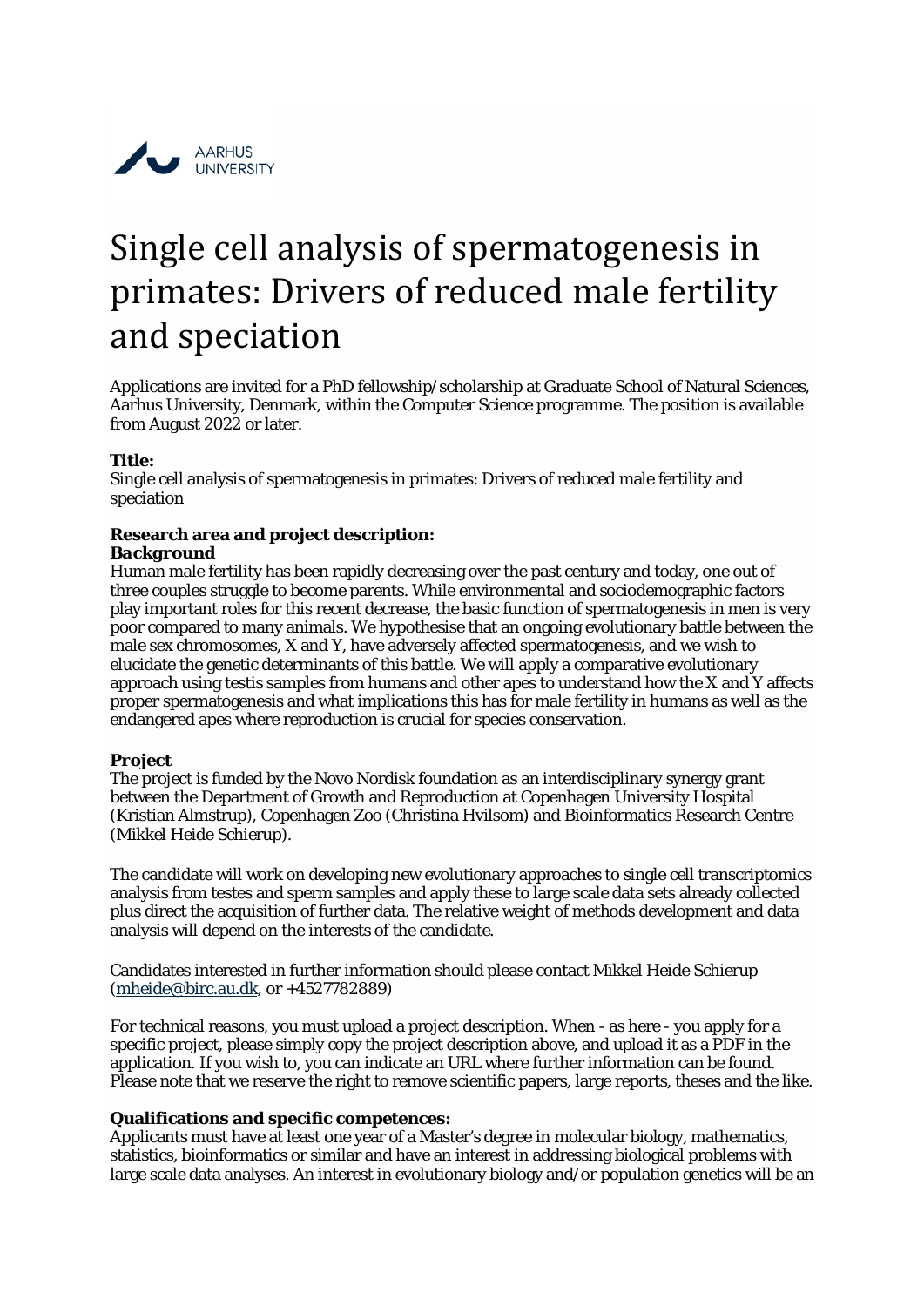AARHUS UNIVERSITY

# Single cell analysis of spermatogenesis in primates: Drivers of reduced male fertility and speciation

Applications are invited for a PhD fellowship/scholarship at Graduate School of Natural Sciences, Aarhus University, Denmark, within the Computer Science programme. The position is available from August 2022 or later.

**Title:**
Single cell analysis of spermatogenesis in primates: Drivers of reduced male fertility and speciation

**Research area and project description:**
***Background***
Human male fertility has been rapidly decreasing over the past century and today, one out of three couples struggle to become parents. While environmental and sociodemographic factors play important roles for this recent decrease, the basic function of spermatogenesis in men is very poor compared to many animals. We hypothesise that an ongoing evolutionary battle between the male sex chromosomes, X and Y, have adversely affected spermatogenesis, and we wish to elucidate the genetic determinants of this battle. We will apply a comparative evolutionary approach using testis samples from humans and other apes to understand how the X and Y affects proper spermatogenesis and what implications this has for male fertility in humans as well as the endangered apes where reproduction is crucial for species conservation.

***Project***
The project is funded by the Novo Nordisk foundation as an interdisciplinary synergy grant between the Department of Growth and Reproduction at Copenhagen University Hospital (Kristian Almstrup), Copenhagen Zoo (Christina Hvilsom) and Bioinformatics Research Centre (Mikkel Heide Schierup).

The candidate will work on developing new evolutionary approaches to single cell transcriptomics analysis from testes and sperm samples and apply these to large scale data sets already collected plus direct the acquisition of further data. The relative weight of methods development and data analysis will depend on the interests of the candidate.

Candidates interested in further information should please contact Mikkel Heide Schierup (mheide@birc.au.dk, or +4527782889)

For technical reasons, you must upload a project description. When - as here - you apply for a specific project, please simply copy the project description above, and upload it as a PDF in the application. If you wish to, you can indicate an URL where further information can be found. Please note that we reserve the right to remove scientific papers, large reports, theses and the like.

**Qualifications and specific competences:**
Applicants must have at least one year of a Master's degree in molecular biology, mathematics, statistics, bioinformatics or similar and have an interest in addressing biological problems with large scale data analyses. An interest in evolutionary biology and/or population genetics will be an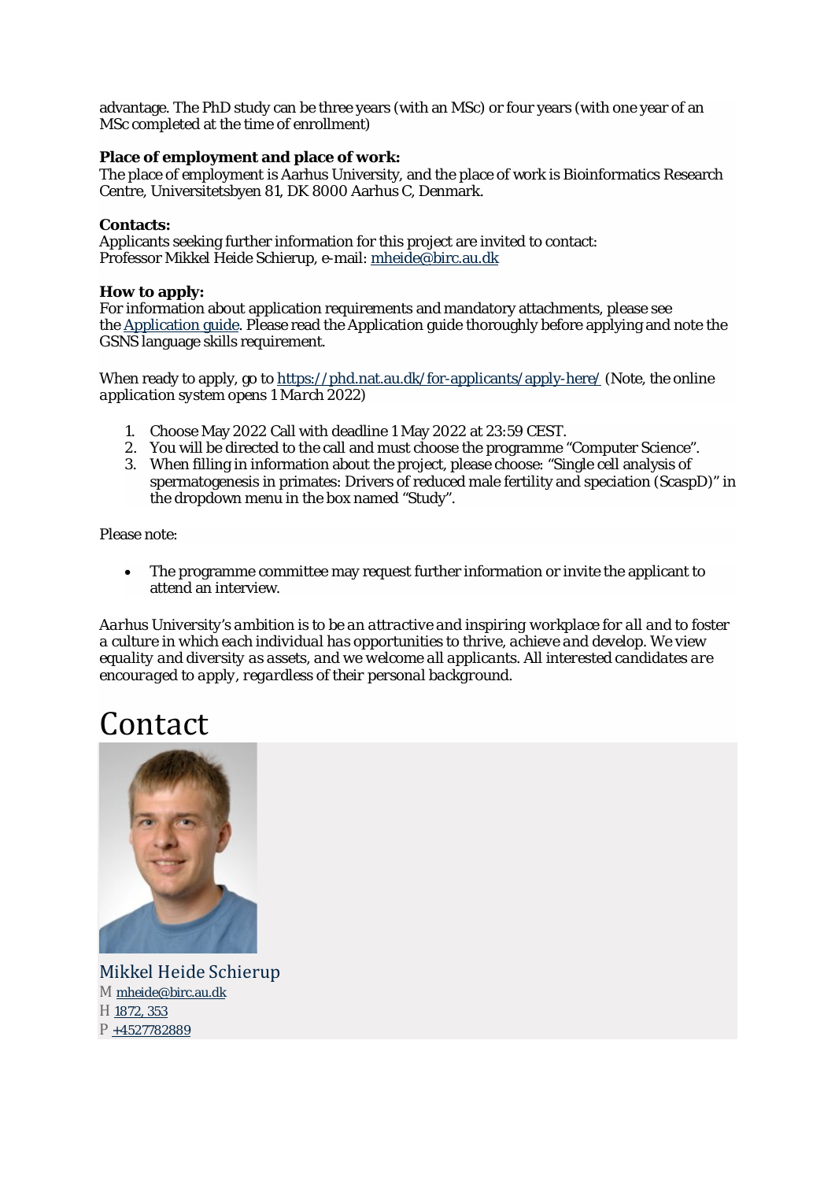advantage. The PhD study can be three years (with an MSc) or four years (with one year of an MSc completed at the time of enrollment)

**Place of employment and place of work:**
The place of employment is Aarhus University, and the place of work is Bioinformatics Research Centre, Universitetsbyen 81, DK 8000 Aarhus C, Denmark.

**Contacts:**
Applicants seeking further information for this project are invited to contact:
Professor Mikkel Heide Schierup, e-mail: mheide@birc.au.dk

**How to apply:**
For information about application requirements and mandatory attachments, please see the Application guide. Please read the Application guide thoroughly before applying and note the GSNS language skills requirement.

When ready to apply, go to https://phd.nat.au.dk/for-applicants/apply-here/ *(Note, the online application system opens 1 March 2022)*

1. Choose May 2022 Call with deadline 1 May 2022 at 23:59 CEST.
2. You will be directed to the call and must choose the programme "Computer Science".
3. When filling in information about the project, please choose: "Single cell analysis of spermatogenesis in primates: Drivers of reduced male fertility and speciation (ScaspD)" in the dropdown menu in the box named "Study".

Please note:

- The programme committee may request further information or invite the applicant to attend an interview.

*Aarhus University's ambition is to be an attractive and inspiring workplace for all and to foster a culture in which each individual has opportunities to thrive, achieve and develop. We view equality and diversity as assets, and we welcome all applicants. All interested candidates are encouraged to apply, regardless of their personal background.*

# Contact

Mikkel Heide Schierup
M mheide@birc.au.dk
H 1872, 353
P +4527782889